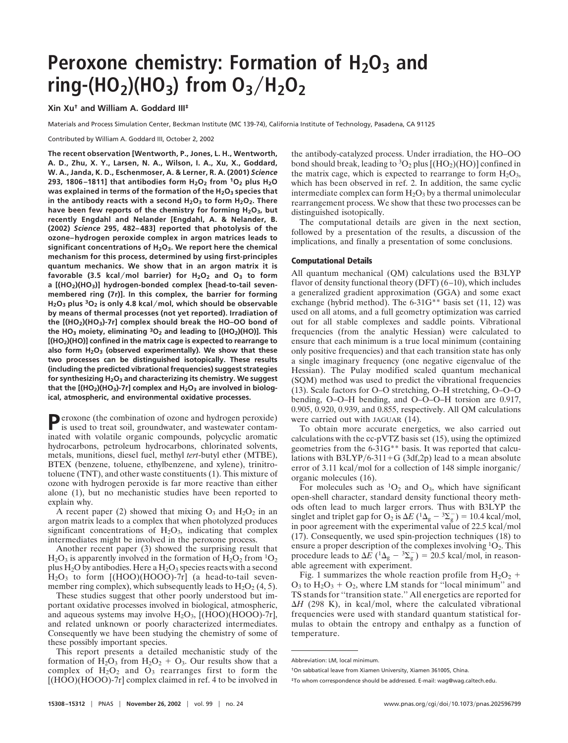# Peroxone chemistry: Formation of $H_2O_3$ and ring-$(HO_2)(HO_3)$ from $O_3/H_2O_2$

**Xin Xu† and William A. Goddard III‡**

Materials and Process Simulation Center, Beckman Institute (MC 139-74), California Institute of Technology, Pasadena, CA 91125

Contributed by William A. Goddard III, October 2, 2002

**The recent observation [Wentworth, P., Jones, L. H., Wentworth, A. D., Zhu, X. Y., Larsen, N. A., Wilson, I. A., Xu, X., Goddard, W. A., Janda, K. D., Eschenmoser, A. & Lerner, R. A. (2001) *Science* 293, 1806–1811] that antibodies form $H_2O_2$ from $^1O_2$ plus $H_2O$ was explained in terms of the formation of the $H_2O_3$ species that in the antibody reacts with a second $H_2O_3$ to form $H_2O_2$. There have been few reports of the chemistry for forming $H_2O_3$, but recently Engdahl and Nelander [Engdahl, A. & Nelander, B. (2002) *Science* 295, 482–483] reported that photolysis of the ozone–hydrogen peroxide complex in argon matrices leads to significant concentrations of $H_2O_3$. We report here the chemical mechanism for this process, determined by using first-principles quantum mechanics. We show that in an argon matrix it is favorable (3.5 kcal/mol barrier) for $H_2O_2$ and $O_3$ to form a $[(HO_2)(HO_3)]$ hydrogen-bonded complex [head-to-tail seven-membered ring (7r)]. In this complex, the barrier for forming $H_2O_3$ plus $^3O_2$ is only 4.8 kcal/mol, which should be observable by means of thermal processes (not yet reported). Irradiation of the $[(HO_2)(HO_3)$-7r] complex should break the HO–OO bond of the $HO_3$ moiety, eliminating $^3O_2$ and leading to $[(HO_2)(HO)]$. This $[(HO_2)(HO)]$ confined in the matrix cage is expected to rearrange to also form $H_2O_3$ (observed experimentally). We show that these two processes can be distinguished isotopically. These results (including the predicted vibrational frequencies) suggest strategies for synthesizing $H_2O_3$ and characterizing its chemistry. We suggest that the $[(HO_2)(HO_3)$-7r] complex and $H_2O_3$ are involved in biological, atmospheric, and environmental oxidative processes.**

Peroxone (the combination of ozone and hydrogen peroxide) is used to treat soil, groundwater, and wastewater contaminated with volatile organic compounds, polycyclic aromatic hydrocarbons, petroleum hydrocarbons, chlorinated solvents, metals, munitions, diesel fuel, methyl *tert*-butyl ether (MTBE), BTEX (benzene, toluene, ethylbenzene, and xylene), trinitrotoluene (TNT), and other waste constituents (1). This mixture of ozone with hydrogen peroxide is far more reactive than either alone (1), but no mechanistic studies have been reported to explain why.

A recent paper (2) showed that mixing $O_3$ and $H_2O_2$ in an argon matrix leads to a complex that when photolyzed produces significant concentrations of $H_2O_3$, indicating that complex intermediates might be involved in the peroxone process.

Another recent paper (3) showed the surprising result that $H_2O_3$ is apparently involved in the formation of $H_2O_2$ from $^1O_2$ plus $H_2O$ by antibodies. Here a $H_2O_3$ species reacts with a second $H_2O_3$ to form [(HOO)(HOOO)-7r] (a head-to-tail seven-member ring complex), which subsequently leads to $H_2O_2$ (4, 5).

These studies suggest that other poorly understood but important oxidative processes involved in biological, atmospheric, and aqueous systems may involve $H_2O_3$, [(HOO)(HOOO)-7r], and related unknown or poorly characterized intermediates. Consequently we have been studying the chemistry of some of these possibly important species.

This report presents a detailed mechanistic study of the formation of $H_2O_3$ from $H_2O_2$ + $O_3$. Our results show that a complex of $H_2O_2$ and $O_3$ rearranges first to form the [(HOO)(HOOO)-7r] complex claimed in ref. 4 to be involved in the antibody-catalyzed process. Under irradiation, the HO–OO bond should break, leading to $^3O_2$ plus $[(HO_2)(HO)]$ confined in the matrix cage, which is expected to rearrange to form $H_2O_3$, which has been observed in ref. 2. In addition, the same cyclic intermediate complex can form $H_2O_3$ by a thermal unimolecular rearrangement process. We show that these two processes can be distinguished isotopically.

The computational details are given in the next section, followed by a presentation of the results, a discussion of the implications, and finally a presentation of some conclusions.

## Computational Details

All quantum mechanical (QM) calculations used the B3LYP flavor of density functional theory (DFT) (6–10), which includes a generalized gradient approximation (GGA) and some exact exchange (hybrid method). The 6-31G** basis set (11, 12) was used on all atoms, and a full geometry optimization was carried out for all stable complexes and saddle points. Vibrational frequencies (from the analytic Hessian) were calculated to ensure that each minimum is a true local minimum (containing only positive frequencies) and that each transition state has only a single imaginary frequency (one negative eigenvalue of the Hessian). The Pulay modified scaled quantum mechanical (SQM) method was used to predict the vibrational frequencies (13). Scale factors for O–O stretching, O–H stretching, O–O–O bending, O–O–H bending, and O–O–O–H torsion are 0.917, 0.905, 0.920, 0.939, and 0.855, respectively. All QM calculations were carried out with JAGUAR (14).

To obtain more accurate energetics, we also carried out calculations with the cc-pVTZ basis set (15), using the optimized geometries from the 6-31G** basis. It was reported that calculations with B3LYP/6-311+G (3df,2p) lead to a mean absolute error of 3.11 kcal/mol for a collection of 148 simple inorganic/organic molecules (16).

For molecules such as $^1O_2$ and $O_3$, which have significant open-shell character, standard density functional theory methods often lead to much larger errors. Thus with B3LYP the singlet and triplet gap for $O_2$ is $\Delta E$ ($^1\Delta_g - {}^3\Sigma_g^-$) = 10.4 kcal/mol, in poor agreement with the experimental value of 22.5 kcal/mol (17). Consequently, we used spin-projection techniques (18) to ensure a proper description of the complexes involving $^1O_2$. This procedure leads to $\Delta E$ ($^1\Delta_g - {}^3\Sigma_g^-$) = 20.5 kcal/mol, in reasonable agreement with experiment.

Fig. 1 summarizes the whole reaction profile from $H_2O_2$ + $O_3$ to $H_2O_3$ + $O_2$, where LM stands for "local minimum" and TS stands for "transition state." All energetics are reported for $\Delta H$ (298 K), in kcal/mol, where the calculated vibrational frequencies were used with standard quantum statistical formulas to obtain the entropy and enthalpy as a function of temperature.

---

Abbreviation: LM, local minimum.

†On sabbatical leave from Xiamen University, Xiamen 361005, China.

‡To whom correspondence should be addressed. E-mail: wag@wag.caltech.edu.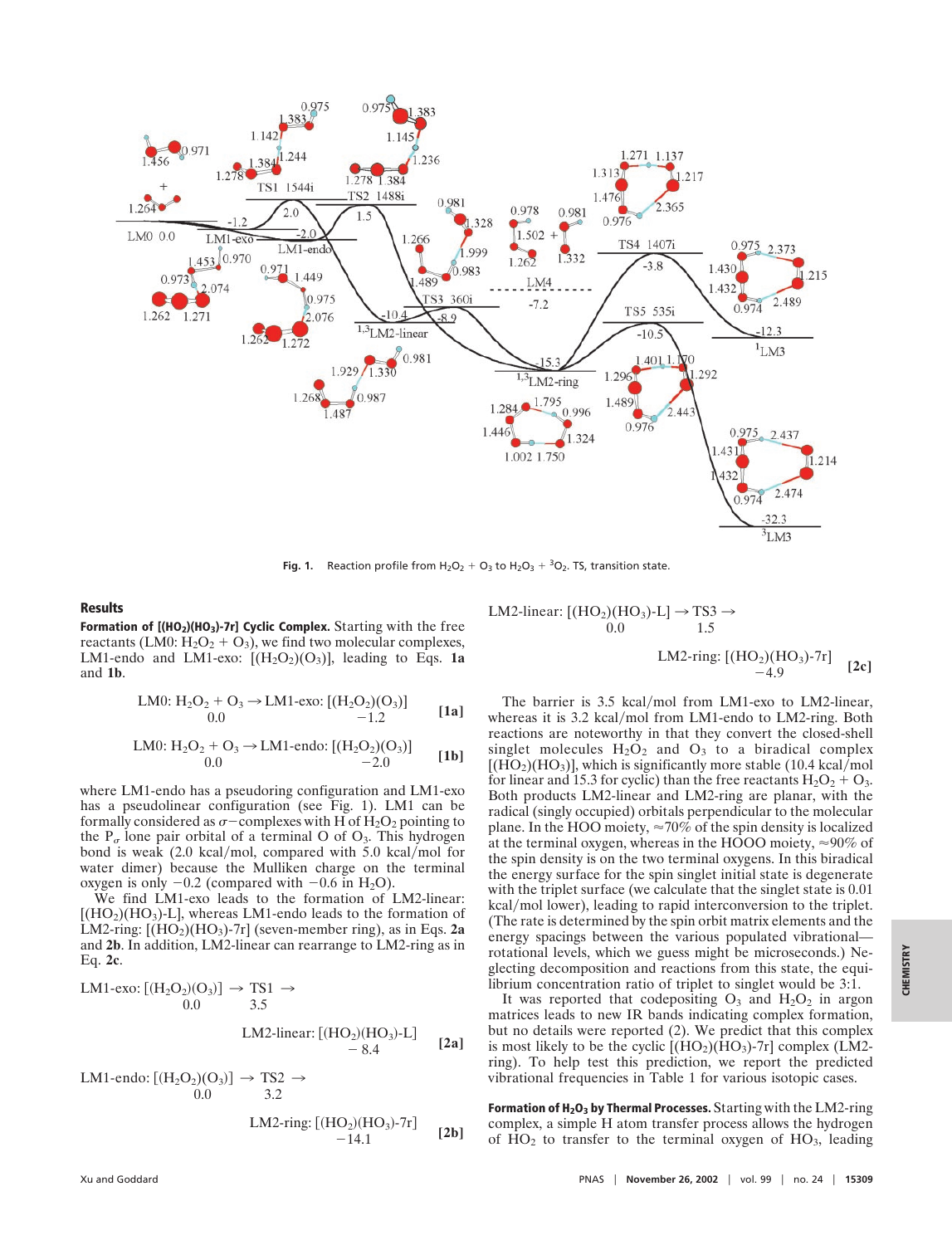**Fig. 1.** Reaction profile from $H_2O_2 + O_3$ to $H_2O_3 + {}^3O_2$. TS, transition state.

## Results

**Formation of $[(HO_2)(HO_3)\text{-}7r]$ Cyclic Complex.** Starting with the free reactants (LM0: $H_2O_2 + O_3$), we find two molecular complexes, LM1-endo and LM1-exo: $[(H_2O_2)(O_3)]$, leading to Eqs. **1a** and **1b**.

$$\underset{0.0}{\text{LM0: } H_2O_2 + O_3} \rightarrow \underset{-1.2}{\text{LM1-exo: } [(H_2O_2)(O_3)]} \qquad [1a]$$

$$\underset{0.0}{\text{LM0: } H_2O_2 + O_3} \rightarrow \underset{-2.0}{\text{LM1-endo: } [(H_2O_2)(O_3)]} \qquad [1b]$$

where LM1-endo has a pseudoring configuration and LM1-exo has a pseudolinear configuration (see Fig. 1). LM1 can be formally considered as $\sigma$−complexes with H of $H_2O_2$ pointing to the $P_\sigma$ lone pair orbital of a terminal O of $O_3$. This hydrogen bond is weak (2.0 kcal/mol, compared with 5.0 kcal/mol for water dimer) because the Mulliken charge on the terminal oxygen is only −0.2 (compared with −0.6 in $H_2O$).

We find LM1-exo leads to the formation of LM2-linear: $[(HO_2)(HO_3)\text{-L}]$, whereas LM1-endo leads to the formation of LM2-ring: $[(HO_2)(HO_3)\text{-}7r]$ (seven-member ring), as in Eqs. **2a** and **2b**. In addition, LM2-linear can rearrange to LM2-ring as in Eq. **2c**.

$$\underset{0.0}{\text{LM1-exo: } [(H_2O_2)(O_3)]} \rightarrow \underset{3.5}{\text{TS1}} \rightarrow \underset{-8.4}{\text{LM2-linear: } [(HO_2)(HO_3)\text{-L}]} \qquad [2a]$$

$$\underset{0.0}{\text{LM1-endo: } [(H_2O_2)(O_3)]} \rightarrow \underset{3.2}{\text{TS2}} \rightarrow \underset{-14.1}{\text{LM2-ring: } [(HO_2)(HO_3)\text{-}7r]} \qquad [2b]$$

$$\underset{0.0}{\text{LM2-linear: } [(HO_2)(HO_3)\text{-L}]} \rightarrow \underset{1.5}{\text{TS3}} \rightarrow \underset{-4.9}{\text{LM2-ring: } [(HO_2)(HO_3)\text{-}7r]} \qquad [2c]$$

The barrier is 3.5 kcal/mol from LM1-exo to LM2-linear, whereas it is 3.2 kcal/mol from LM1-endo to LM2-ring. Both reactions are noteworthy in that they convert the closed-shell singlet molecules $H_2O_2$ and $O_3$ to a biradical complex $[(HO_2)(HO_3)]$, which is significantly more stable (10.4 kcal/mol for linear and 15.3 for cyclic) than the free reactants $H_2O_2 + O_3$. Both products LM2-linear and LM2-ring are planar, with the radical (singly occupied) orbitals perpendicular to the molecular plane. In the HOO moiety, ≈70% of the spin density is localized at the terminal oxygen, whereas in the HOOO moiety, ≈90% of the spin density is on the two terminal oxygens. In this biradical the energy surface for the spin singlet initial state is degenerate with the triplet surface (we calculate that the singlet state is 0.01 kcal/mol lower), leading to rapid interconversion to the triplet. (The rate is determined by the spin orbit matrix elements and the energy spacings between the various populated vibrational–rotational levels, which we guess might be microseconds.) Neglecting decomposition and reactions from this state, the equilibrium concentration ratio of triplet to singlet would be 3:1.

It was reported that codepositing $O_3$ and $H_2O_2$ in argon matrices leads to new IR bands indicating complex formation, but no details were reported (2). We predict that this complex is most likely to be the cyclic $[(HO_2)(HO_3)\text{-}7r]$ complex (LM2-ring). To help test this prediction, we report the predicted vibrational frequencies in Table 1 for various isotopic cases.

**Formation of $H_2O_3$ by Thermal Processes.** Starting with the LM2-ring complex, a simple H atom transfer process allows the hydrogen of $HO_2$ to transfer to the terminal oxygen of $HO_3$, leading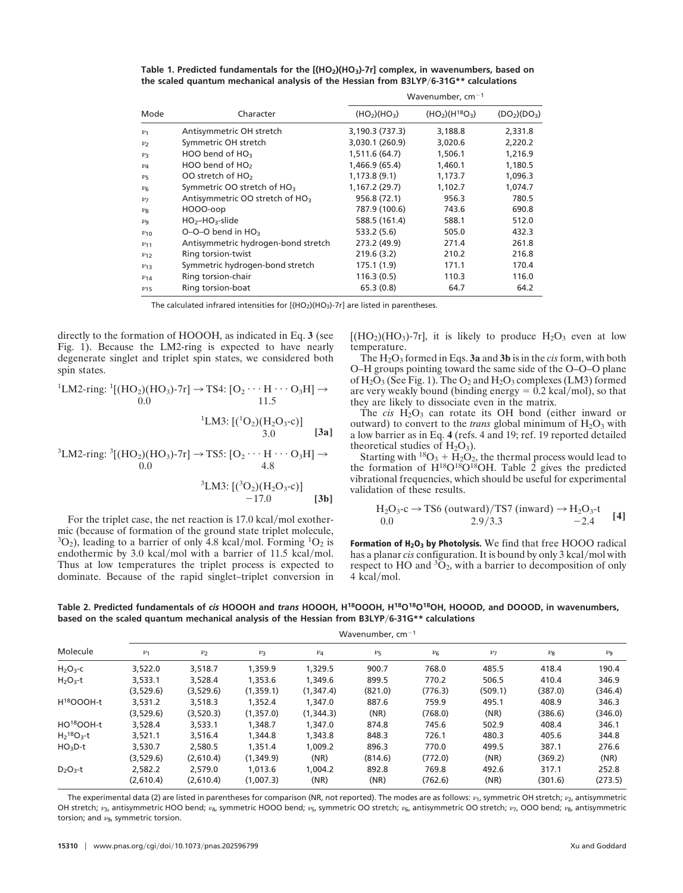**Table 1. Predicted fundamentals for the $[(HO_2)(HO_3)\text{-}7r]$ complex, in wavenumbers, based on the scaled quantum mechanical analysis of the Hessian from B3LYP/6-31G** calculations**

| Mode | Character | Wavenumber, $cm^{-1}$ | | |
|---|---|---|---|---|
| | | $(HO_2)(HO_3)$ | $(HO_2)(H^{18}O_3)$ | $(DO_2)(DO_3)$ |
| $\nu_1$ | Antisymmetric OH stretch | 3,190.3 (737.3) | 3,188.8 | 2,331.8 |
| $\nu_2$ | Symmetric OH stretch | 3,030.1 (260.9) | 3,020.6 | 2,220.2 |
| $\nu_3$ | HOO bend of $HO_3$ | 1,511.6 (64.7) | 1,506.1 | 1,216.9 |
| $\nu_4$ | HOO bend of $HO_2$ | 1,466.9 (65.4) | 1,460.1 | 1,180.5 |
| $\nu_5$ | OO stretch of $HO_2$ | 1,173.8 (9.1) | 1,173.7 | 1,096.3 |
| $\nu_6$ | Symmetric OO stretch of $HO_3$ | 1,167.2 (29.7) | 1,102.7 | 1,074.7 |
| $\nu_7$ | Antisymmetric OO stretch of $HO_3$ | 956.8 (72.1) | 956.3 | 780.5 |
| $\nu_8$ | HOOO-oop | 787.9 (100.6) | 743.6 | 690.8 |
| $\nu_9$ | $HO_2$–$HO_3$-slide | 588.5 (161.4) | 588.1 | 512.0 |
| $\nu_{10}$ | O–O–O bend in $HO_3$ | 533.2 (5.6) | 505.0 | 432.3 |
| $\nu_{11}$ | Antisymmetric hydrogen-bond stretch | 273.2 (49.9) | 271.4 | 261.8 |
| $\nu_{12}$ | Ring torsion-twist | 219.6 (3.2) | 210.2 | 216.8 |
| $\nu_{13}$ | Symmetric hydrogen-bond stretch | 175.1 (1.9) | 171.1 | 170.4 |
| $\nu_{14}$ | Ring torsion-chair | 116.3 (0.5) | 110.3 | 116.0 |
| $\nu_{15}$ | Ring torsion-boat | 65.3 (0.8) | 64.7 | 64.2 |

The calculated infrared intensities for $[(HO_2)(HO_3)\text{-}7r]$ are listed in parentheses.

directly to the formation of HOOOH, as indicated in Eq. **3** (see Fig. 1). Because the LM2-ring is expected to have nearly degenerate singlet and triplet spin states, we considered both spin states.

$$^1\text{LM2-ring: } ^1[(HO_2)(HO_3)\text{-}7r]_{0.0} \rightarrow \text{TS4: } [O_2 \cdots H \cdots O_3H]_{11.5} \rightarrow {}^1\text{LM3: } [(^1O_2)(H_2O_3\text{-c})]_{3.0} \quad \textbf{[3a]}$$

$$^3\text{LM2-ring: } ^3[(HO_2)(HO_3)\text{-}7r]_{0.0} \rightarrow \text{TS5: } [O_2 \cdots H \cdots O_3H]_{4.8} \rightarrow {}^3\text{LM3: } [(^3O_2)(H_2O_3\text{-c})]_{-17.0} \quad \textbf{[3b]}$$

For the triplet case, the net reaction is 17.0 kcal/mol exothermic (because of formation of the ground state triplet molecule, $^3O_2$), leading to a barrier of only 4.8 kcal/mol. Forming $^1O_2$ is endothermic by 3.0 kcal/mol with a barrier of 11.5 kcal/mol. Thus at low temperatures the triplet process is expected to dominate. Because of the rapid singlet–triplet conversion in $[(HO_2)(HO_3)\text{-}7r]$, it is likely to produce $H_2O_3$ even at low temperature.

The $H_2O_3$ formed in Eqs. **3a** and **3b** is in the *cis* form, with both O–H groups pointing toward the same side of the O–O–O plane of $H_2O_3$ (See Fig. 1). The $O_2$ and $H_2O_3$ complexes (LM3) formed are very weakly bound (binding energy = 0.2 kcal/mol), so that they are likely to dissociate even in the matrix.

The *cis* $H_2O_3$ can rotate its OH bond (either inward or outward) to convert to the *trans* global minimum of $H_2O_3$ with a low barrier as in Eq. **4** (refs. 4 and 19; ref. 19 reported detailed theoretical studies of $H_2O_3$).

Starting with $^{18}O_3 + H_2O_2$, the thermal process would lead to the formation of $H^{18}O^{18}O^{18}OH$. Table 2 gives the predicted vibrational frequencies, which should be useful for experimental validation of these results.

$$H_2O_3\text{-c}_{\,0.0} \rightarrow \text{TS6 (outward)/TS7 (inward)}_{\,2.9/3.3} \rightarrow H_2O_3\text{-t}_{\,-2.4} \quad \textbf{[4]}$$

**Formation of $H_2O_3$ by Photolysis.** We find that free HOOO radical has a planar *cis* configuration. It is bound by only 3 kcal/mol with respect to HO and $^3O_2$, with a barrier to decomposition of only 4 kcal/mol.

**Table 2. Predicted fundamentals of *cis* HOOOH and *trans* HOOOH, $H^{18}OOOH$, $H^{18}O^{18}O^{18}OH$, HOOOD, and DOOOD, in wavenumbers, based on the scaled quantum mechanical analysis of the Hessian from B3LYP/6-31G** calculations**

| Molecule | Wavenumber, $cm^{-1}$ | | | | | | | | |
|---|---|---|---|---|---|---|---|---|---|
| | $\nu_1$ | $\nu_2$ | $\nu_3$ | $\nu_4$ | $\nu_5$ | $\nu_6$ | $\nu_7$ | $\nu_8$ | $\nu_9$ |
| $H_2O_3$-c | 3,522.0 | 3,518.7 | 1,359.9 | 1,329.5 | 900.7 | 768.0 | 485.5 | 418.4 | 190.4 |
| $H_2O_3$-t | 3,533.1 | 3,528.4 | 1,353.6 | 1,349.6 | 899.5 | 770.2 | 506.5 | 410.4 | 346.9 |
| | (3,529.6) | (3,529.6) | (1,359.1) | (1,347.4) | (821.0) | (776.3) | (509.1) | (387.0) | (346.4) |
| $H^{18}OOOH$-t | 3,531.2 | 3,518.3 | 1,352.4 | 1,347.0 | 887.6 | 759.9 | 495.1 | 408.9 | 346.3 |
| | (3,529.6) | (3,520.3) | (1,357.0) | (1,344.3) | (NR) | (768.0) | (NR) | (386.6) | (346.0) |
| $HO^{18}OOH$-t | 3,528.4 | 3,533.1 | 1,348.7 | 1,347.0 | 874.8 | 745.6 | 502.9 | 408.4 | 346.1 |
| $H_2{}^{18}O_3$-t | 3,521.1 | 3,516.4 | 1,344.8 | 1,343.8 | 848.3 | 726.1 | 480.3 | 405.6 | 344.8 |
| $HO_3D$-t | 3,530.7 | 2,580.5 | 1,351.4 | 1,009.2 | 896.3 | 770.0 | 499.5 | 387.1 | 276.6 |
| | (3,529.6) | (2,610.4) | (1,349.9) | (NR) | (814.6) | (772.0) | (NR) | (369.2) | (NR) |
| $D_2O_3$-t | 2,582.2 | 2,579.0 | 1,013.6 | 1,004.2 | 892.8 | 769.8 | 492.6 | 317.1 | 252.8 |
| | (2,610.4) | (2,610.4) | (1,007.3) | (NR) | (NR) | (762.6) | (NR) | (301.6) | (273.5) |

The experimental data (2) are listed in parentheses for comparison (NR, not reported). The modes are as follows: $\nu_1$, symmetric OH stretch; $\nu_2$, antisymmetric OH stretch; $\nu_3$, antisymmetric HOO bend; $\nu_4$, symmetric HOOO bend; $\nu_5$, symmetric OO stretch; $\nu_6$, antisymmetric OO stretch; $\nu_7$, OOO bend; $\nu_8$, antisymmetric torsion; and $\nu_9$, symmetric torsion.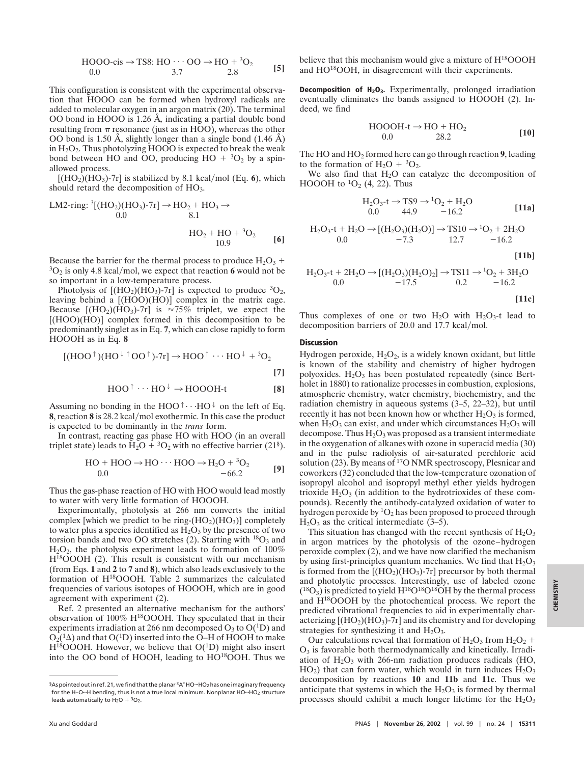$$\underset{0.0}{\text{HOOO-cis}} \rightarrow \underset{3.7}{\text{TS8: HO}\cdots\text{OO}} \rightarrow \underset{2.8}{\text{HO} + {}^3\text{O}_2} \qquad [5]$$

This configuration is consistent with the experimental observation that HOOO can be formed when hydroxyl radicals are added to molecular oxygen in an argon matrix (20). The terminal OO bond in HOOO is 1.26 Å, indicating a partial double bond resulting from $\pi$ resonance (just as in HOO), whereas the other OO bond is 1.50 Å, slightly longer than a single bond (1.46 Å) in $H_2O_2$. Thus photolyzing HOOO is expected to break the weak bond between HO and OO, producing HO + $^3O_2$ by a spin-allowed process.

$[(HO_2)(HO_3)\text{-}7r]$ is stabilized by 8.1 kcal/mol (Eq. **6**), which should retard the decomposition of $HO_3$.

$$\text{LM2-ring: } \underset{0.0}{{}^3[(\text{HO}_2)(\text{HO}_3)\text{-}7\text{r}]} \rightarrow \underset{8.1}{\text{HO}_2 + \text{HO}_3} \rightarrow \underset{10.9}{\text{HO}_2 + \text{HO} + {}^3\text{O}_2} \qquad [6]$$

Because the barrier for the thermal process to produce $H_2O_3$ + $^3O_2$ is only 4.8 kcal/mol, we expect that reaction **6** would not be so important in a low-temperature process.

Photolysis of $[(HO_2)(HO_3)\text{-}7r]$ is expected to produce $^3O_2$, leaving behind a $[(HOO)(HO)]$ complex in the matrix cage. Because $[(HO_2)(HO_3)\text{-}7r]$ is $\approx$75% triplet, we expect the $[(HOO)(HO)]$ complex formed in this decomposition to be predominantly singlet as in Eq. **7**, which can close rapidly to form HOOOH as in Eq. **8**

$$[(\text{HOO}^{\uparrow})(\text{HO}^{\downarrow}\,{}^{\uparrow}\text{OO}^{\uparrow})\text{-}7\text{r}] \rightarrow \text{HOO}^{\uparrow}\cdots\text{HO}^{\downarrow} + {}^3\text{O}_2 \qquad [7]$$

$$\text{HOO}^{\uparrow}\cdots\text{HO}^{\downarrow} \rightarrow \text{HOOOH-t} \qquad [8]$$

Assuming no bonding in the $\text{HOO}^{\uparrow}\cdots\text{HO}^{\downarrow}$ on the left of Eq. **8**, reaction **8** is 28.2 kcal/mol exothermic. In this case the product is expected to be dominantly in the *trans* form.

In contrast, reacting gas phase HO with HOO (in an overall triplet state) leads to $H_2O$ + $^3O_2$ with no effective barrier (21§).

$$\underset{0.0}{\text{HO} + \text{HOO}} \rightarrow \text{HO}\cdots\text{HOO} \rightarrow \underset{-66.2}{\text{H}_2\text{O} + {}^3\text{O}_2} \qquad [9]$$

Thus the gas-phase reaction of HO with HOO would lead mostly to water with very little formation of HOOOH.

Experimentally, photolysis at 266 nm converts the initial complex [which we predict to be ring-$(HO_2)(HO_3)$] completely to water plus a species identified as $H_2O_3$ by the presence of two torsion bands and two OO stretches (2). Starting with $^{18}O_3$ and $H_2O_2$, the photolysis experiment leads to formation of 100% $H^{18}OOOH$ (2). This result is consistent with our mechanism (from Eqs. **1** and **2** to **7** and **8**), which also leads exclusively to the formation of $H^{18}OOOH$. Table 2 summarizes the calculated frequencies of various isotopes of HOOOH, which are in good agreement with experiment (2).

Ref. 2 presented an alternative mechanism for the authors' observation of 100% $H^{18}OOOH$. They speculated that in their experiments irradiation at 266 nm decomposed $O_3$ to $O(^1D)$ and $O_2(^1\Delta)$ and that $O(^1D)$ inserted into the O–H of HOOH to make $H^{18}OOOH$. However, we believe that $O(^1D)$ might also insert into the OO bond of HOOH, leading to $HO^{18}OOH$. Thus we believe that this mechanism would give a mixture of $H^{18}OOOH$ and $HO^{18}OOH$, in disagreement with their experiments.

**Decomposition of $H_2O_3$.** Experimentally, prolonged irradiation eventually eliminates the bands assigned to HOOOH (2). Indeed, we find

$$\underset{0.0}{\text{HOOOH-t}} \rightarrow \underset{28.2}{\text{HO} + \text{HO}_2} \qquad [10]$$

The HO and $HO_2$ formed here can go through reaction **9**, leading to the formation of $H_2O$ + $^3O_2$.

We also find that $H_2O$ can catalyze the decomposition of HOOOH to $^1O_2$ (4, 22). Thus

$$\underset{0.0}{\text{H}_2\text{O}_3\text{-t}} \rightarrow \underset{44.9}{\text{TS9}} \rightarrow \underset{-16.2}{{}^1\text{O}_2 + \text{H}_2\text{O}} \qquad [11a]$$

$$\underset{0.0}{\text{H}_2\text{O}_3\text{-t} + \text{H}_2\text{O}} \rightarrow \underset{-7.3}{[(\text{H}_2\text{O}_3)(\text{H}_2\text{O})]} \rightarrow \underset{12.7}{\text{TS10}} \rightarrow \underset{-16.2}{{}^1\text{O}_2 + 2\text{H}_2\text{O}} \qquad [11b]$$

$$\underset{0.0}{\text{H}_2\text{O}_3\text{-t} + 2\text{H}_2\text{O}} \rightarrow \underset{-17.5}{[(\text{H}_2\text{O}_3)(\text{H}_2\text{O})_2]} \rightarrow \underset{0.2}{\text{TS11}} \rightarrow \underset{-16.2}{{}^1\text{O}_2 + 3\text{H}_2\text{O}} \qquad [11c]$$

Thus complexes of one or two $H_2O$ with $H_2O_3$-t lead to decomposition barriers of 20.0 and 17.7 kcal/mol.

## Discussion

Hydrogen peroxide, $H_2O_2$, is a widely known oxidant, but little is known of the stability and chemistry of higher hydrogen polyoxides. $H_2O_3$ has been postulated repeatedly (since Berthelot in 1880) to rationalize processes in combustion, explosions, atmospheric chemistry, water chemistry, biochemistry, and the radiation chemistry in aqueous systems (3–5, 22–32), but until recently it has not been known how or whether $H_2O_3$ is formed, when $H_2O_3$ can exist, and under which circumstances $H_2O_3$ will decompose. Thus $H_2O_3$ was proposed as a transient intermediate in the oxygenation of alkanes with ozone in superacid media (30) and in the pulse radiolysis of air-saturated perchloric acid solution (23). By means of $^{17}O$ NMR spectroscopy, Plesnicar and coworkers (32) concluded that the low-temperature ozonation of isopropyl alcohol and isopropyl methyl ether yields hydrogen trioxide $H_2O_3$ (in addition to the hydrotrioxides of these compounds). Recently the antibody-catalyzed oxidation of water to hydrogen peroxide by $^1O_2$ has been proposed to proceed through $H_2O_3$ as the critical intermediate (3–5).

This situation has changed with the recent synthesis of $H_2O_3$ in argon matrices by the photolysis of the ozone–hydrogen peroxide complex (2), and we have now clarified the mechanism by using first-principles quantum mechanics. We find that $H_2O_3$ is formed from the $[(HO_2)(HO_3)\text{-}7r]$ precursor by both thermal and photolytic processes. Interestingly, use of labeled ozone ($^{18}O_3$) is predicted to yield $H^{18}O^{18}O^{18}OH$ by the thermal process and $H^{18}OOOH$ by the photochemical process. We report the predicted vibrational frequencies to aid in experimentally characterizing $[(HO_2)(HO_3)\text{-}7r]$ and its chemistry and for developing strategies for synthesizing it and $H_2O_3$.

Our calculations reveal that formation of $H_2O_3$ from $H_2O_2$ + $O_3$ is favorable both thermodynamically and kinetically. Irradiation of $H_2O_3$ with 266-nm radiation produces radicals (HO, $HO_2$) that can form water, which would in turn induces $H_2O_3$ decomposition by reactions **10** and **11b** and **11c**. Thus we anticipate that systems in which the $H_2O_3$ is formed by thermal processes should exhibit a much longer lifetime for the $H_2O_3$

§As pointed out in ref. 21, we find that the planar $^3A''$ HO···$HO_2$ has one imaginary frequency for the H–O···H bending, thus is not a true local minimum. Nonplanar HO···$HO_2$ structure leads automatically to $H_2O$ + $^3O_2$.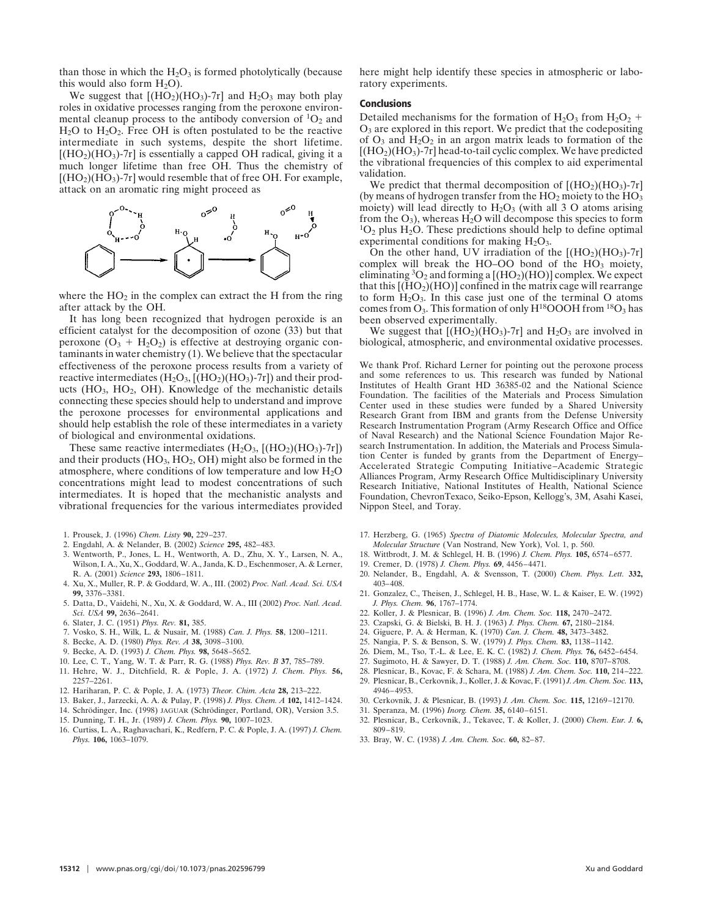than those in which the $H_2O_3$ is formed photolytically (because this would also form $H_2O$).

We suggest that $[(HO_2)(HO_3)$-7r] and $H_2O_3$ may both play roles in oxidative processes ranging from the peroxone environmental cleanup process to the antibody conversion of $^1O_2$ and $H_2O$ to $H_2O_2$. Free OH is often postulated to be the reactive intermediate in such systems, despite the short lifetime. $[(HO_2)(HO_3)$-7r] is essentially a capped OH radical, giving it a much longer lifetime than free OH. Thus the chemistry of $[(HO_2)(HO_3)$-7r] would resemble that of free OH. For example, attack on an aromatic ring might proceed as

where the $HO_2$ in the complex can extract the H from the ring after attack by the OH.

It has long been recognized that hydrogen peroxide is an efficient catalyst for the decomposition of ozone (33) but that peroxone ($O_3$ + $H_2O_2$) is effective at destroying organic contaminants in water chemistry (1). We believe that the spectacular effectiveness of the peroxone process results from a variety of reactive intermediates ($H_2O_3$, $[(HO_2)(HO_3)$-7r]) and their products ($HO_3$, $HO_2$, OH). Knowledge of the mechanistic details connecting these species should help to understand and improve the peroxone processes for environmental applications and should help establish the role of these intermediates in a variety of biological and environmental oxidations.

These same reactive intermediates ($H_2O_3$, $[(HO_2)(HO_3)$-7r]) and their products ($HO_3$, $HO_2$, OH) might also be formed in the atmosphere, where conditions of low temperature and low $H_2O$ concentrations might lead to modest concentrations of such intermediates. It is hoped that the mechanistic analysts and vibrational frequencies for the various intermediates provided here might help identify these species in atmospheric or laboratory experiments.

## Conclusions

Detailed mechanisms for the formation of $H_2O_3$ from $H_2O_2$ + $O_3$ are explored in this report. We predict that the codepositing of $O_3$ and $H_2O_2$ in an argon matrix leads to formation of the $[(HO_2)(HO_3)$-7r] head-to-tail cyclic complex. We have predicted the vibrational frequencies of this complex to aid experimental validation.

We predict that thermal decomposition of $[(HO_2)(HO_3)$-7r] (by means of hydrogen transfer from the $HO_2$ moiety to the $HO_3$ moiety) will lead directly to $H_2O_3$ (with all 3 O atoms arising from the $O_3$), whereas $H_2O$ will decompose this species to form $^1O_2$ plus $H_2O$. These predictions should help to define optimal experimental conditions for making $H_2O_3$.

On the other hand, UV irradiation of the $[(HO_2)(HO_3)$-7r] complex will break the HO–OO bond of the $HO_3$ moiety, eliminating $^3O_2$ and forming a $[(HO_2)(HO)]$ complex. We expect that this $[(HO_2)(HO)]$ confined in the matrix cage will rearrange to form $H_2O_3$. In this case just one of the terminal O atoms comes from $O_3$. This formation of only $H^{18}OOOH$ from $^{18}O_3$ has been observed experimentally.

We suggest that $[(HO_2)(HO_3)$-7r] and $H_2O_3$ are involved in biological, atmospheric, and environmental oxidative processes.

We thank Prof. Richard Lerner for pointing out the peroxone process and some references to us. This research was funded by National Institutes of Health Grant HD 36385-02 and the National Science Foundation. The facilities of the Materials and Process Simulation Center used in these studies were funded by a Shared University Research Grant from IBM and grants from the Defense University Research Instrumentation Program (Army Research Office and Office of Naval Research) and the National Science Foundation Major Research Instrumentation. In addition, the Materials and Process Simulation Center is funded by grants from the Department of Energy–Accelerated Strategic Computing Initiative–Academic Strategic Alliances Program, Army Research Office Multidisciplinary University Research Initiative, National Institutes of Health, National Science Foundation, ChevronTexaco, Seiko-Epson, Kellogg's, 3M, Asahi Kasei, Nippon Steel, and Toray.

1. Prousek, J. (1996) *Chem. Listy* **90,** 229–237.
2. Engdahl, A. & Nelander, B. (2002) *Science* **295,** 482–483.
3. Wentworth, P., Jones, L. H., Wentworth, A. D., Zhu, X. Y., Larsen, N. A., Wilson, I. A., Xu, X., Goddard, W. A., Janda, K. D., Eschenmoser, A. & Lerner, R. A. (2001) *Science* **293,** 1806–1811.
4. Xu, X., Muller, R. P. & Goddard, W. A., III. (2002) *Proc. Natl. Acad. Sci. USA* **99,** 3376–3381.
5. Datta, D., Vaidehi, N., Xu, X. & Goddard, W. A., III (2002) *Proc. Natl. Acad. Sci. USA* **99,** 2636–2641.
6. Slater, J. C. (1951) *Phys. Rev.* **81,** 385.
7. Vosko, S. H., Wilk, L. & Nusair, M. (1988) *Can. J. Phys.* **58**, 1200–1211.
8. Becke, A. D. (1980) *Phys. Rev. A* **38,** 3098–3100.
9. Becke, A. D. (1993) *J. Chem. Phys.* **98,** 5648–5652.
10. Lee, C. T., Yang, W. T. & Parr, R. G. (1988) *Phys. Rev. B* **37**, 785–789.
11. Hehre, W. J., Ditchfield, R. & Pople, J. A. (1972) *J. Chem. Phys.* **56,** 2257–2261.
12. Hariharan, P. C. & Pople, J. A. (1973) *Theor. Chim. Acta* **28,** 213–222.
13. Baker, J., Jarzecki, A. A. & Pulay, P. (1998) *J. Phys. Chem. A* **102,** 1412–1424.
14. Schrödinger, Inc. (1998) JAGUAR (Schrödinger, Portland, OR), Version 3.5.
15. Dunning, T. H., Jr. (1989) *J. Chem. Phys.* **90,** 1007–1023.
16. Curtiss, L. A., Raghavachari, K., Redfern, P. C. & Pople, J. A. (1997) *J. Chem. Phys.* **106,** 1063–1079.
17. Herzberg, G. (1965) *Spectra of Diatomic Molecules, Molecular Spectra, and Molecular Structure* (Van Nostrand, New York), Vol. 1, p. 560.
18. Wittbrodt, J. M. & Schlegel, H. B. (1996) *J. Chem. Phys.* **105,** 6574–6577.
19. Cremer, D. (1978) *J. Chem. Phys.* **69**, 4456–4471.
20. Nelander, B., Engdahl, A. & Svensson, T. (2000) *Chem. Phys. Lett.* **332,** 403–408.
21. Gonzalez, C., Theisen, J., Schlegel, H. B., Hase, W. L. & Kaiser, E. W. (1992) *J. Phys. Chem.* **96**, 1767–1774.
22. Koller, J. & Plesnicar, B. (1996) *J. Am. Chem. Soc.* **118,** 2470–2472.
23. Czapski, G. & Bielski, B. H. J. (1963) *J. Phys. Chem.* **67,** 2180–2184.
24. Giguere, P. A. & Herman, K. (1970) *Can. J. Chem.* **48,** 3473–3482.
25. Nangia, P. S. & Benson, S. W. (1979) *J. Phys. Chem.* **83,** 1138–1142.
26. Diem, M., Tso, T.-L. & Lee, E. K. C. (1982) *J. Chem. Phys.* **76,** 6452–6454.
27. Sugimoto, H. & Sawyer, D. T. (1988) *J. Am. Chem. Soc.* **110,** 8707–8708.
28. Plesnicar, B., Kovac, F. & Schara, M. (1988) *J. Am. Chem. Soc.* **110,** 214–222.
29. Plesnicar, B., Cerkovnik, J., Koller, J. & Kovac, F. (1991) *J. Am. Chem. Soc.* **113,** 4946–4953.
30. Cerkovnik, J. & Plesnicar, B. (1993) *J. Am. Chem. Soc.* **115,** 12169–12170.
31. Speranza, M. (1996) *Inorg. Chem.* **35,** 6140–6151.
32. Plesnicar, B., Cerkovnik, J., Tekavec, T. & Koller, J. (2000) *Chem. Eur. J.* **6,** 809–819.
33. Bray, W. C. (1938) *J. Am. Chem. Soc.* **60,** 82–87.